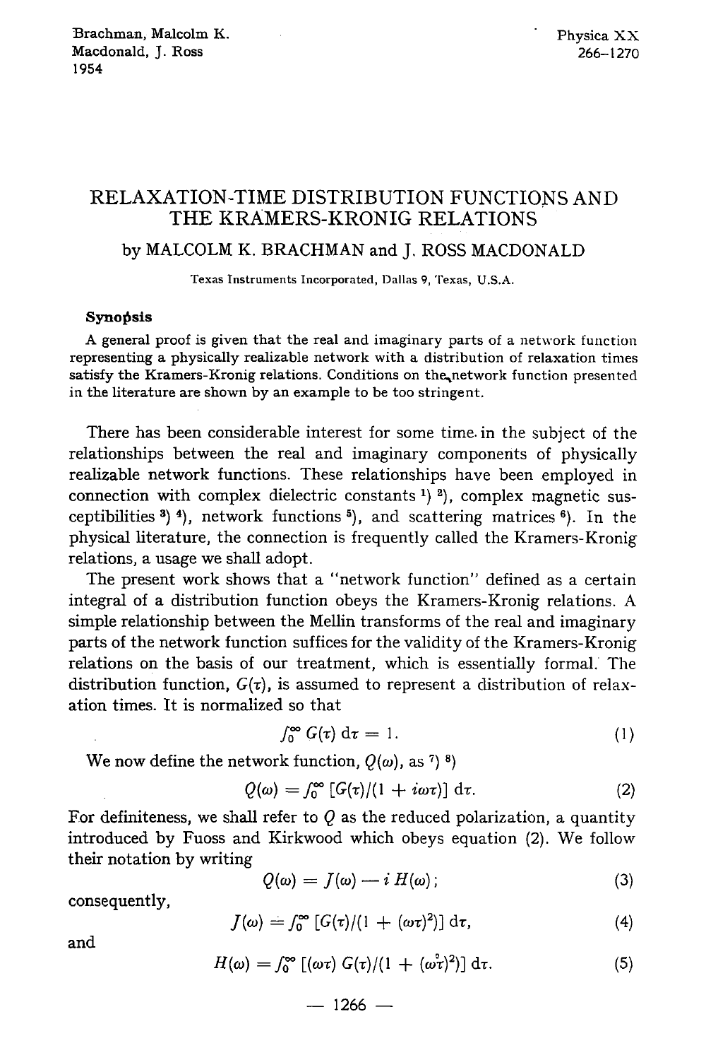Brachman, Malcolm K.
Macdonald, J. Ross
1954

Physica XX
266–1270

# RELAXATION-TIME DISTRIBUTION FUNCTIONS AND THE KRAMERS-KRONIG RELATIONS

by MALCOLM K. BRACHMAN and J. ROSS MACDONALD

Texas Instruments Incorporated, Dallas 9, Texas, U.S.A.

### Synopsis

A general proof is given that the real and imaginary parts of a network function representing a physically realizable network with a distribution of relaxation times satisfy the Kramers-Kronig relations. Conditions on the network function presented in the literature are shown by an example to be too stringent.

There has been considerable interest for some time in the subject of the relationships between the real and imaginary components of physically realizable network functions. These relationships have been employed in connection with complex dielectric constants [1] [2], complex magnetic susceptibilities [3] [4], network functions [5], and scattering matrices [6]. In the physical literature, the connection is frequently called the Kramers-Kronig relations, a usage we shall adopt.

The present work shows that a "network function" defined as a certain integral of a distribution function obeys the Kramers-Kronig relations. A simple relationship between the Mellin transforms of the real and imaginary parts of the network function suffices for the validity of the Kramers-Kronig relations on the basis of our treatment, which is essentially formal. The distribution function, $G(\tau)$, is assumed to represent a distribution of relaxation times. It is normalized so that

$$\int_0^\infty G(\tau)\, \mathrm{d}\tau = 1. \tag{1}$$

We now define the network function, $Q(\omega)$, as [7] [8]

$$Q(\omega) = \int_0^\infty [G(\tau)/(1 + i\omega\tau)]\, \mathrm{d}\tau. \tag{2}$$

For definiteness, we shall refer to $Q$ as the reduced polarization, a quantity introduced by Fuoss and Kirkwood which obeys equation (2). We follow their notation by writing

$$Q(\omega) = J(\omega) - i\, H(\omega); \tag{3}$$

consequently,

$$J(\omega) = \int_0^\infty [G(\tau)/(1 + (\omega\tau)^2)]\, \mathrm{d}\tau, \tag{4}$$

and

$$H(\omega) = \int_0^\infty [(\omega\tau)\, G(\tau)/(1 + (\omega\tau)^2)]\, \mathrm{d}\tau. \tag{5}$$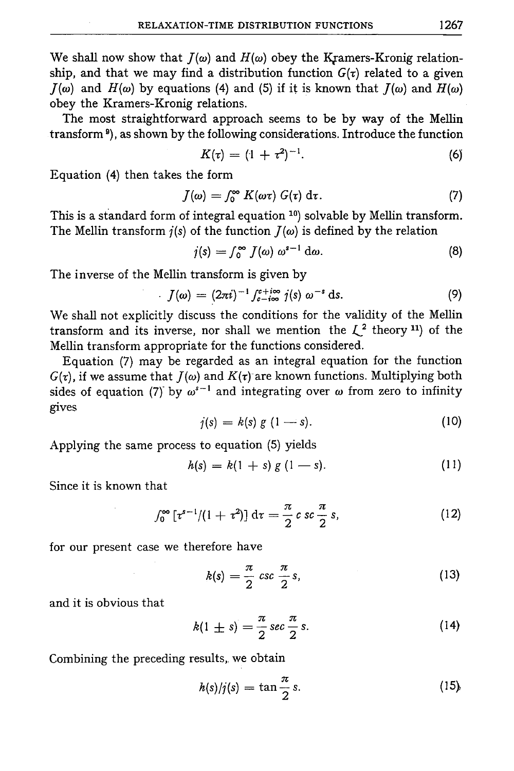We shall now show that $J(\omega)$ and $H(\omega)$ obey the Kramers-Kronig relationship, and that we may find a distribution function $G(\tau)$ related to a given $J(\omega)$ and $H(\omega)$ by equations (4) and (5) if it is known that $J(\omega)$ and $H(\omega)$ obey the Kramers-Kronig relations.

The most straightforward approach seems to be by way of the Mellin transform [9], as shown by the following considerations. Introduce the function

$$K(\tau) = (1 + \tau^2)^{-1}. \tag{6}$$

Equation (4) then takes the form

$$J(\omega) = \int_0^\infty K(\omega\tau)\, G(\tau)\, d\tau. \tag{7}$$

This is a standard form of integral equation [10] solvable by Mellin transform. The Mellin transform $j(s)$ of the function $J(\omega)$ is defined by the relation

$$j(s) = \int_0^\infty J(\omega)\, \omega^{s-1}\, d\omega. \tag{8}$$

The inverse of the Mellin transform is given by

$$J(\omega) = (2\pi i)^{-1} \int_{c-i\infty}^{c+i\infty} j(s)\, \omega^{-s}\, ds. \tag{9}$$

We shall not explicitly discuss the conditions for the validity of the Mellin transform and its inverse, nor shall we mention the $L^2$ theory [11] of the Mellin transform appropriate for the functions considered.

Equation (7) may be regarded as an integral equation for the function $G(\tau)$, if we assume that $J(\omega)$ and $K(\tau)$ are known functions. Multiplying both sides of equation (7) by $\omega^{s-1}$ and integrating over $\omega$ from zero to infinity gives

$$j(s) = k(s)\, g\,(1 - s). \tag{10}$$

Applying the same process to equation (5) yields

$$h(s) = k(1 + s)\, g\,(1 - s). \tag{11}$$

Since it is known that

$$\int_0^\infty [\tau^{s-1}/(1 + \tau^2)]\, d\tau = \frac{\pi}{2} \csc \frac{\pi}{2} s, \tag{12}$$

for our present case we therefore have

$$k(s) = \frac{\pi}{2} \csc \frac{\pi}{2} s, \tag{13}$$

and it is obvious that

$$k(1 \pm s) = \frac{\pi}{2} \sec \frac{\pi}{2} s. \tag{14}$$

Combining the preceding results, we obtain

$$h(s)/j(s) = \tan \frac{\pi}{2} s. \tag{15}$$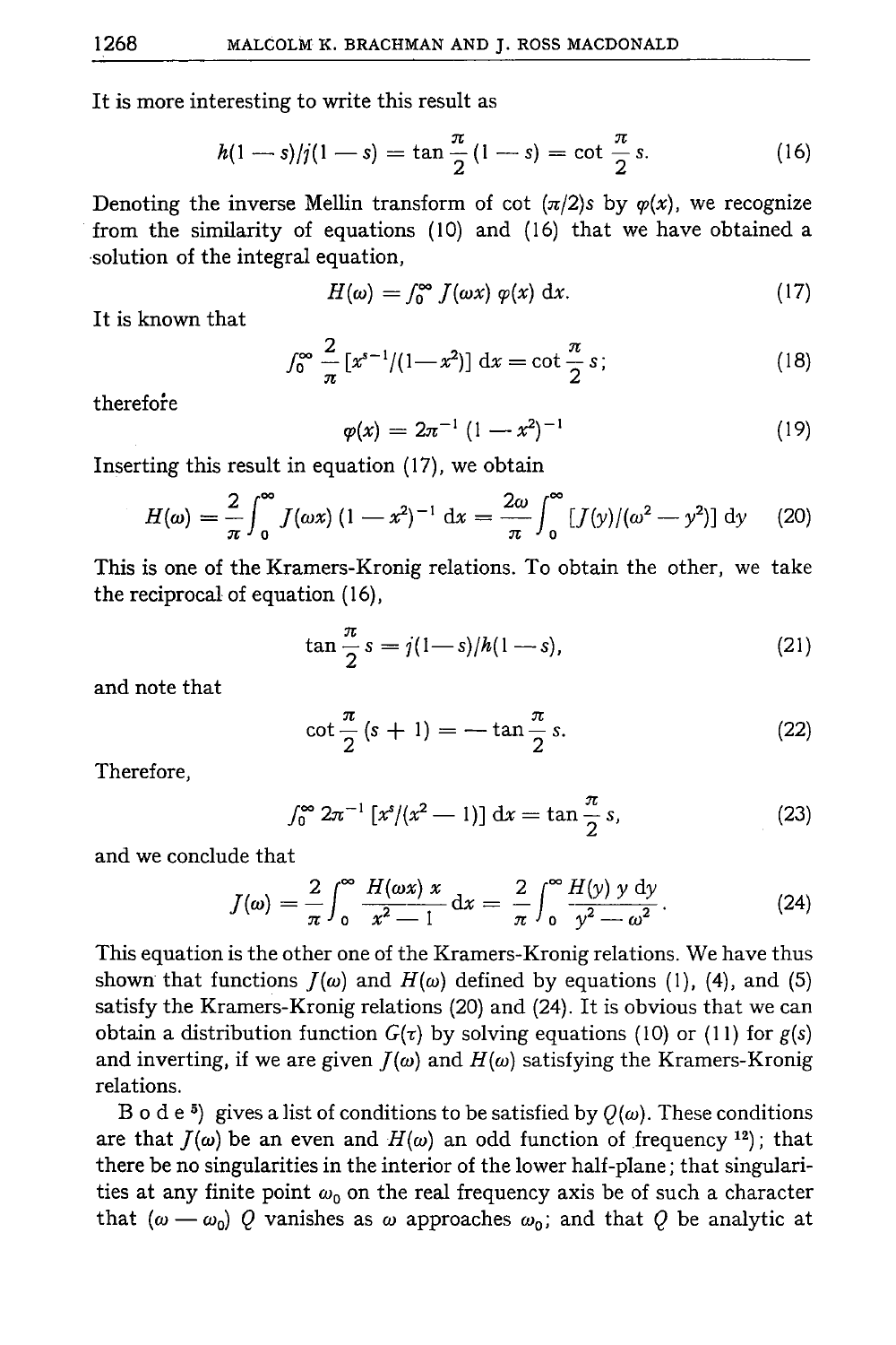It is more interesting to write this result as

$$h(1-s)/j(1-s) = \tan\frac{\pi}{2}(1-s) = \cot\frac{\pi}{2}s. \tag{16}$$

Denoting the inverse Mellin transform of cot $(\pi/2)s$ by $\varphi(x)$, we recognize from the similarity of equations (10) and (16) that we have obtained a solution of the integral equation,

$$H(\omega) = \textstyle\int_0^\infty J(\omega x)\,\varphi(x)\,dx. \tag{17}$$

It is known that

$$\textstyle\int_0^\infty \frac{2}{\pi}\,[x^{s-1}/(1-x^2)]\,dx = \cot\frac{\pi}{2}s; \tag{18}$$

therefore

$$\varphi(x) = 2\pi^{-1}\,(1-x^2)^{-1} \tag{19}$$

Inserting this result in equation (17), we obtain

$$H(\omega) = \frac{2}{\pi}\int_0^\infty J(\omega x)\,(1-x^2)^{-1}\,dx = \frac{2\omega}{\pi}\int_0^\infty [J(y)/(\omega^2-y^2)]\,dy \tag{20}$$

This is one of the Kramers-Kronig relations. To obtain the other, we take the reciprocal of equation (16),

$$\tan\frac{\pi}{2}s = j(1-s)/h(1-s), \tag{21}$$

and note that

$$\cot\frac{\pi}{2}(s+1) = -\tan\frac{\pi}{2}s. \tag{22}$$

Therefore,

$$\textstyle\int_0^\infty 2\pi^{-1}\,[x^s/(x^2-1)]\,dx = \tan\frac{\pi}{2}s, \tag{23}$$

and we conclude that

$$J(\omega) = \frac{2}{\pi}\int_0^\infty \frac{H(\omega x)\,x}{x^2-1}\,dx = \frac{2}{\pi}\int_0^\infty \frac{H(y)\,y\,dy}{y^2-\omega^2}. \tag{24}$$

This equation is the other one of the Kramers-Kronig relations. We have thus shown that functions $J(\omega)$ and $H(\omega)$ defined by equations (1), (4), and (5) satisfy the Kramers-Kronig relations (20) and (24). It is obvious that we can obtain a distribution function $G(\tau)$ by solving equations (10) or (11) for $g(s)$ and inverting, if we are given $J(\omega)$ and $H(\omega)$ satisfying the Kramers-Kronig relations.

Bode[5]) gives a list of conditions to be satisfied by $Q(\omega)$. These conditions are that $J(\omega)$ be an even and $H(\omega)$ an odd function of frequency[12]); that there be no singularities in the interior of the lower half-plane; that singularities at any finite point $\omega_0$ on the real frequency axis be of such a character that $(\omega-\omega_0)\,Q$ vanishes as $\omega$ approaches $\omega_0$; and that $Q$ be analytic at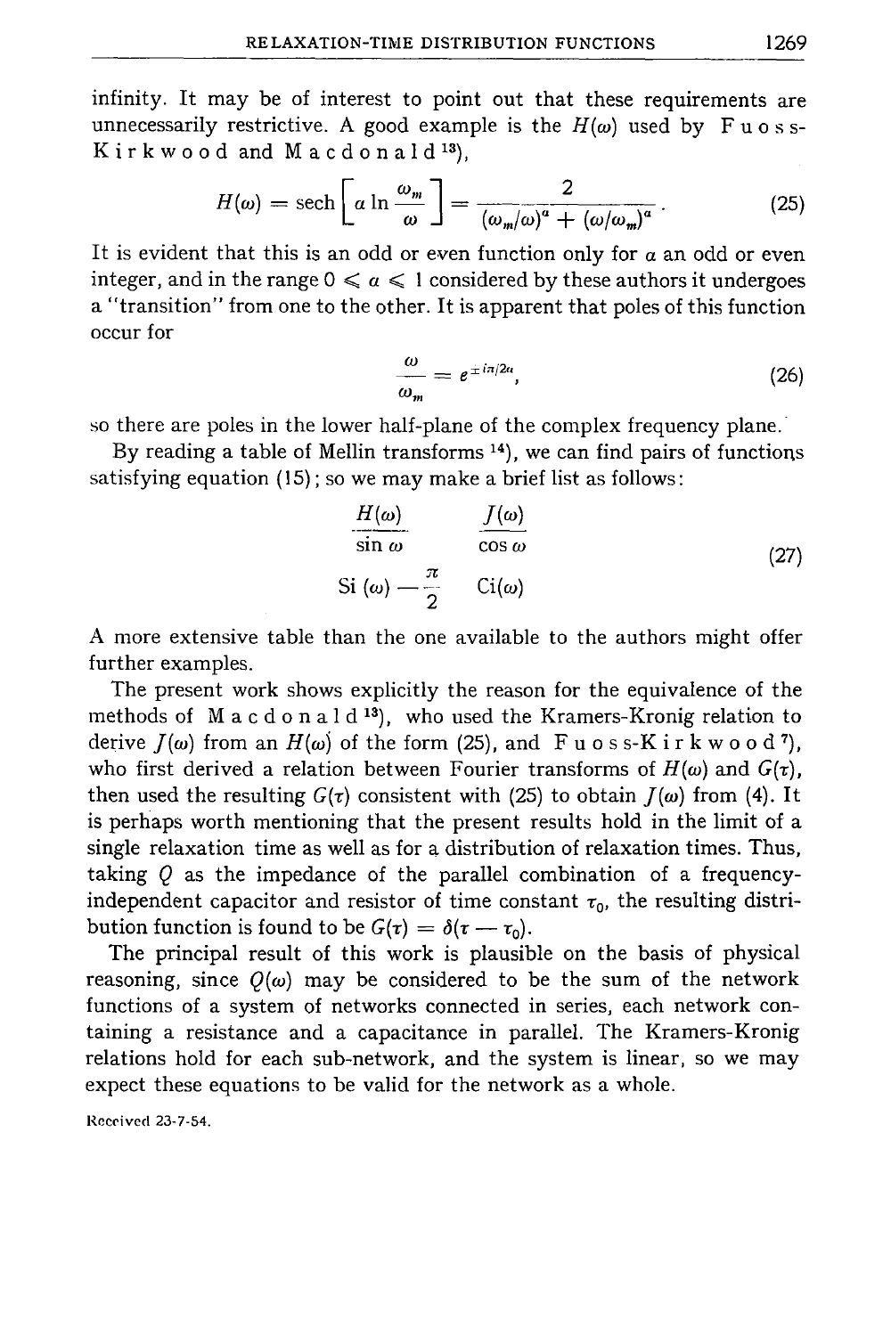infinity. It may be of interest to point out that these requirements are unnecessarily restrictive. A good example is the $H(\omega)$ used by Fuoss-Kirkwood and Macdonald[13]),

$$H(\omega) = \operatorname{sech}\left[a \ln \frac{\omega_m}{\omega}\right] = \frac{2}{(\omega_m/\omega)^a + (\omega/\omega_m)^a}. \tag{25}$$

It is evident that this is an odd or even function only for $a$ an odd or even integer, and in the range $0 \leqslant a \leqslant 1$ considered by these authors it undergoes a "transition" from one to the other. It is apparent that poles of this function occur for

$$\frac{\omega}{\omega_m} = e^{\pm i\pi/2a}, \tag{26}$$

so there are poles in the lower half-plane of the complex frequency plane.

By reading a table of Mellin transforms [14]), we can find pairs of functions satisfying equation (15); so we may make a brief list as follows:

$$\begin{array}{cc} H(\omega) & J(\omega) \\ \sin\omega & \cos\omega \\ \mathrm{Si}(\omega) - \dfrac{\pi}{2} & \mathrm{Ci}(\omega) \end{array} \tag{27}$$

A more extensive table than the one available to the authors might offer further examples.

The present work shows explicitly the reason for the equivalence of the methods of Macdonald[13]), who used the Kramers-Kronig relation to derive $J(\omega)$ from an $H(\omega)$ of the form (25), and Fuoss-Kirkwood[7]), who first derived a relation between Fourier transforms of $H(\omega)$ and $G(\tau)$, then used the resulting $G(\tau)$ consistent with (25) to obtain $J(\omega)$ from (4). It is perhaps worth mentioning that the present results hold in the limit of a single relaxation time as well as for a distribution of relaxation times. Thus, taking $Q$ as the impedance of the parallel combination of a frequency-independent capacitor and resistor of time constant $\tau_0$, the resulting distribution function is found to be $G(\tau) = \delta(\tau - \tau_0)$.

The principal result of this work is plausible on the basis of physical reasoning, since $Q(\omega)$ may be considered to be the sum of the network functions of a system of networks connected in series, each network containing a resistance and a capacitance in parallel. The Kramers-Kronig relations hold for each sub-network, and the system is linear, so we may expect these equations to be valid for the network as a whole.

Received 23-7-54.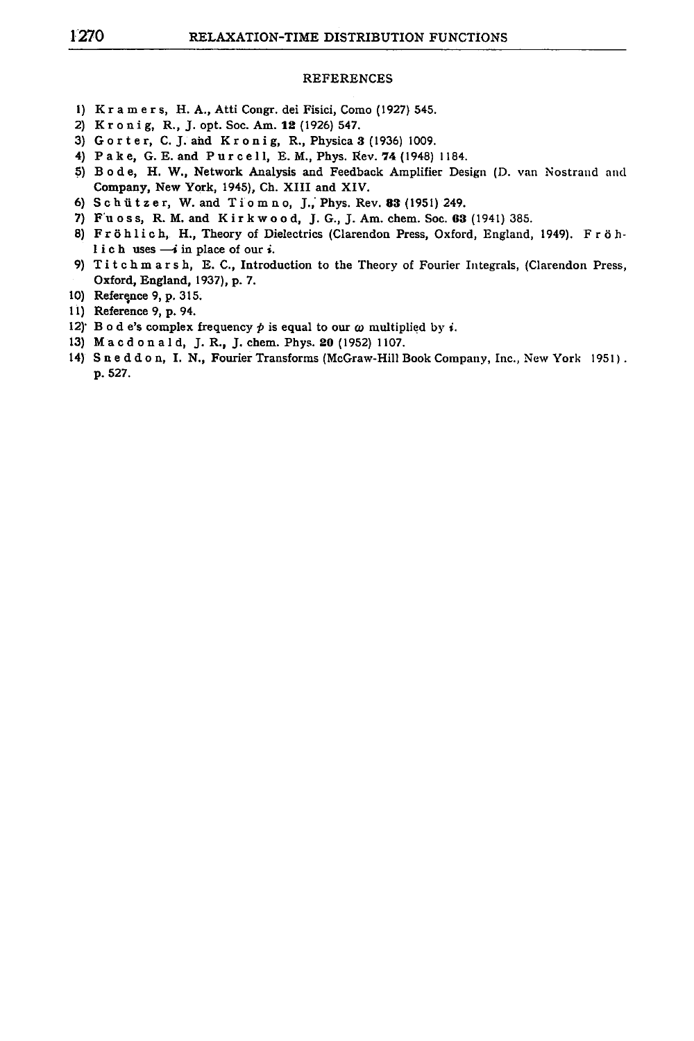## REFERENCES

1) Kramers, H. A., Atti Congr. dei Fisici, Como (1927) 545.
2) Kronig, R., J. opt. Soc. Am. **12** (1926) 547.
3) Gorter, C. J. and Kronig, R., Physica **3** (1936) 1009.
4) Pake, G. E. and Purcell, E. M., Phys. Rev. **74** (1948) 1184.
5) Bode, H. W., Network Analysis and Feedback Amplifier Design (D. van Nostrand and Company, New York, 1945), Ch. XIII and XIV.
6) Schützer, W. and Tiomno, J., Phys. Rev. **83** (1951) 249.
7) Fuoss, R. M. and Kirkwood, J. G., J. Am. chem. Soc. **63** (1941) 385.
8) Fröhlich, H., Theory of Dielectrics (Clarendon Press, Oxford, England, 1949). Fröhlich uses $-i$ in place of our $i$.
9) Titchmarsh, E. C., Introduction to the Theory of Fourier Integrals, (Clarendon Press, Oxford, England, 1937), p. 7.
10) Reference 9, p. 315.
11) Reference 9, p. 94.
12) Bode's complex frequency $p$ is equal to our $\omega$ multiplied by $i$.
13) Macdonald, J. R., J. chem. Phys. **20** (1952) 1107.
14) Sneddon, I. N., Fourier Transforms (McGraw-Hill Book Company, Inc., New York 1951). p. 527.